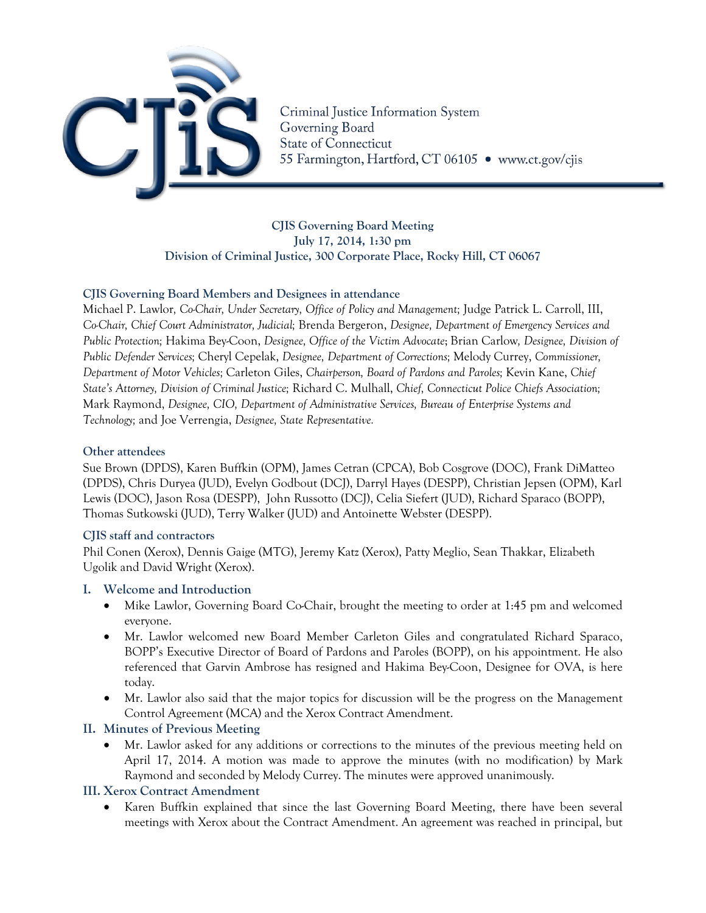Criminal Justice Information System
Governing Board
State of Connecticut
55 Farmington, Hartford, CT 06105 • www.ct.gov/cjis

**CJIS Governing Board Meeting**
**July 17, 2014, 1:30 pm**
**Division of Criminal Justice, 300 Corporate Place, Rocky Hill, CT 06067**

### CJIS Governing Board Members and Designees in attendance

Michael P. Lawlor, *Co-Chair, Under Secretary, Office of Policy and Management*; Judge Patrick L. Carroll, III, *Co-Chair, Chief Court Administrator, Judicial*; Brenda Bergeron, *Designee, Department of Emergency Services and Public Protection;* Hakima Bey-Coon, *Designee, Office of the Victim Advocate*; Brian Carlow, *Designee, Division of Public Defender Services;* Cheryl Cepelak, *Designee, Department of Corrections;* Melody Currey, *Commissioner, Department of Motor Vehicles;* Carleton Giles, *Chairperson, Board of Pardons and Paroles;* Kevin Kane, *Chief State's Attorney, Division of Criminal Justice;* Richard C. Mulhall, *Chief, Connecticut Police Chiefs Association;* Mark Raymond, *Designee, CIO, Department of Administrative Services, Bureau of Enterprise Systems and Technology;* and Joe Verrengia, *Designee, State Representative.*

### Other attendees

Sue Brown (DPDS), Karen Buffkin (OPM), James Cetran (CPCA), Bob Cosgrove (DOC), Frank DiMatteo (DPDS), Chris Duryea (JUD), Evelyn Godbout (DCJ), Darryl Hayes (DESPP), Christian Jepsen (OPM), Karl Lewis (DOC), Jason Rosa (DESPP), John Russotto (DCJ), Celia Siefert (JUD), Richard Sparaco (BOPP), Thomas Sutkowski (JUD), Terry Walker (JUD) and Antoinette Webster (DESPP).

### CJIS staff and contractors

Phil Conen (Xerox), Dennis Gaige (MTG), Jeremy Katz (Xerox), Patty Meglio, Sean Thakkar, Elizabeth Ugolik and David Wright (Xerox).

## I. Welcome and Introduction

- Mike Lawlor, Governing Board Co-Chair, brought the meeting to order at 1:45 pm and welcomed everyone.
- Mr. Lawlor welcomed new Board Member Carleton Giles and congratulated Richard Sparaco, BOPP's Executive Director of Board of Pardons and Paroles (BOPP), on his appointment. He also referenced that Garvin Ambrose has resigned and Hakima Bey-Coon, Designee for OVA, is here today.
- Mr. Lawlor also said that the major topics for discussion will be the progress on the Management Control Agreement (MCA) and the Xerox Contract Amendment.

## II. Minutes of Previous Meeting

- Mr. Lawlor asked for any additions or corrections to the minutes of the previous meeting held on April 17, 2014. A motion was made to approve the minutes (with no modification) by Mark Raymond and seconded by Melody Currey. The minutes were approved unanimously.

## III. Xerox Contract Amendment

- Karen Buffkin explained that since the last Governing Board Meeting, there have been several meetings with Xerox about the Contract Amendment. An agreement was reached in principal, but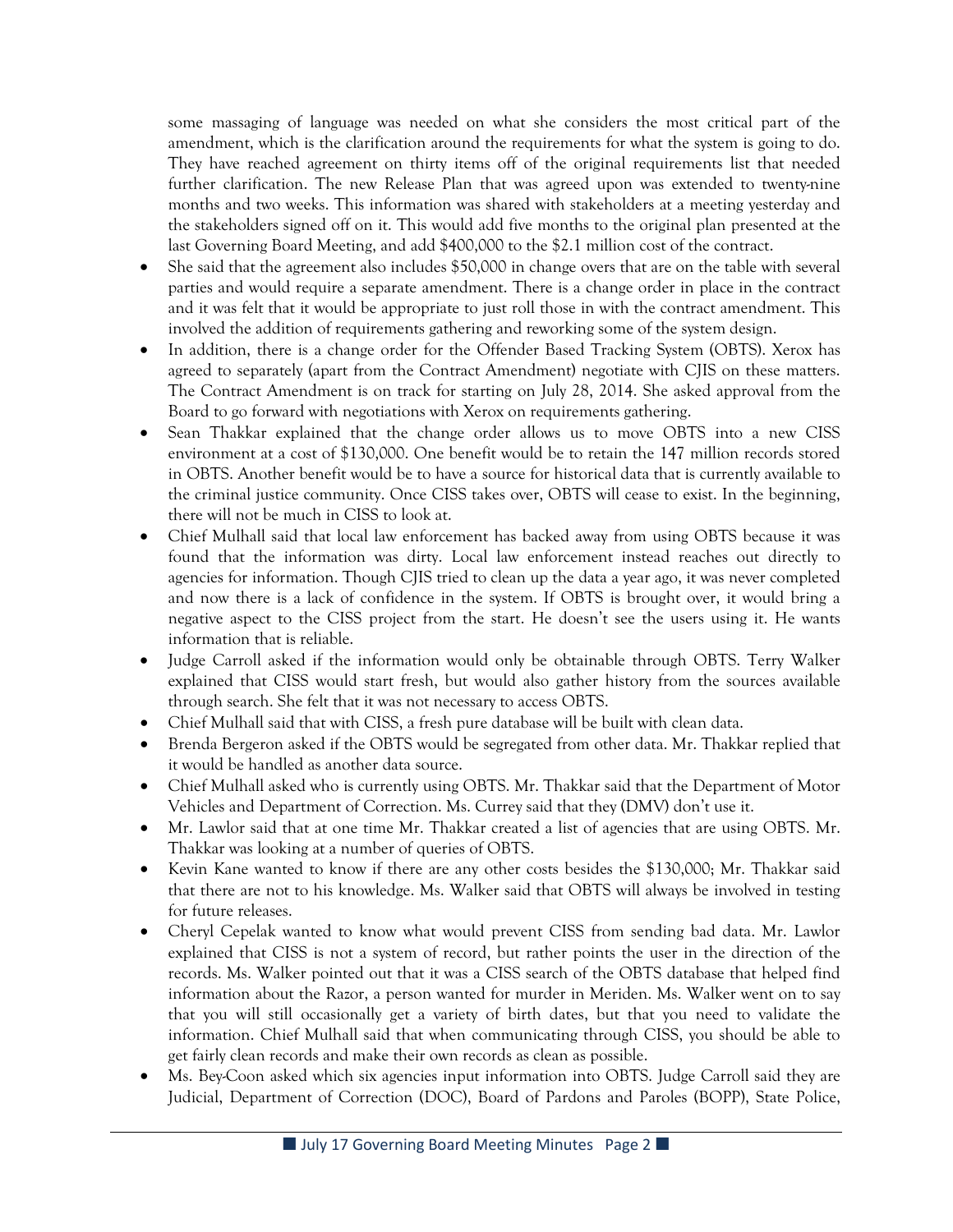some massaging of language was needed on what she considers the most critical part of the amendment, which is the clarification around the requirements for what the system is going to do. They have reached agreement on thirty items off of the original requirements list that needed further clarification. The new Release Plan that was agreed upon was extended to twenty-nine months and two weeks. This information was shared with stakeholders at a meeting yesterday and the stakeholders signed off on it. This would add five months to the original plan presented at the last Governing Board Meeting, and add $400,000 to the $2.1 million cost of the contract.

- She said that the agreement also includes $50,000 in change overs that are on the table with several parties and would require a separate amendment. There is a change order in place in the contract and it was felt that it would be appropriate to just roll those in with the contract amendment. This involved the addition of requirements gathering and reworking some of the system design.
- In addition, there is a change order for the Offender Based Tracking System (OBTS). Xerox has agreed to separately (apart from the Contract Amendment) negotiate with CJIS on these matters. The Contract Amendment is on track for starting on July 28, 2014. She asked approval from the Board to go forward with negotiations with Xerox on requirements gathering.
- Sean Thakkar explained that the change order allows us to move OBTS into a new CISS environment at a cost of $130,000. One benefit would be to retain the 147 million records stored in OBTS. Another benefit would be to have a source for historical data that is currently available to the criminal justice community. Once CISS takes over, OBTS will cease to exist. In the beginning, there will not be much in CISS to look at.
- Chief Mulhall said that local law enforcement has backed away from using OBTS because it was found that the information was dirty. Local law enforcement instead reaches out directly to agencies for information. Though CJIS tried to clean up the data a year ago, it was never completed and now there is a lack of confidence in the system. If OBTS is brought over, it would bring a negative aspect to the CISS project from the start. He doesn't see the users using it. He wants information that is reliable.
- Judge Carroll asked if the information would only be obtainable through OBTS. Terry Walker explained that CISS would start fresh, but would also gather history from the sources available through search. She felt that it was not necessary to access OBTS.
- Chief Mulhall said that with CISS, a fresh pure database will be built with clean data.
- Brenda Bergeron asked if the OBTS would be segregated from other data. Mr. Thakkar replied that it would be handled as another data source.
- Chief Mulhall asked who is currently using OBTS. Mr. Thakkar said that the Department of Motor Vehicles and Department of Correction. Ms. Currey said that they (DMV) don't use it.
- Mr. Lawlor said that at one time Mr. Thakkar created a list of agencies that are using OBTS. Mr. Thakkar was looking at a number of queries of OBTS.
- Kevin Kane wanted to know if there are any other costs besides the $130,000; Mr. Thakkar said that there are not to his knowledge. Ms. Walker said that OBTS will always be involved in testing for future releases.
- Cheryl Cepelak wanted to know what would prevent CISS from sending bad data. Mr. Lawlor explained that CISS is not a system of record, but rather points the user in the direction of the records. Ms. Walker pointed out that it was a CISS search of the OBTS database that helped find information about the Razor, a person wanted for murder in Meriden. Ms. Walker went on to say that you will still occasionally get a variety of birth dates, but that you need to validate the information. Chief Mulhall said that when communicating through CISS, you should be able to get fairly clean records and make their own records as clean as possible.
- Ms. Bey-Coon asked which six agencies input information into OBTS. Judge Carroll said they are Judicial, Department of Correction (DOC), Board of Pardons and Paroles (BOPP), State Police,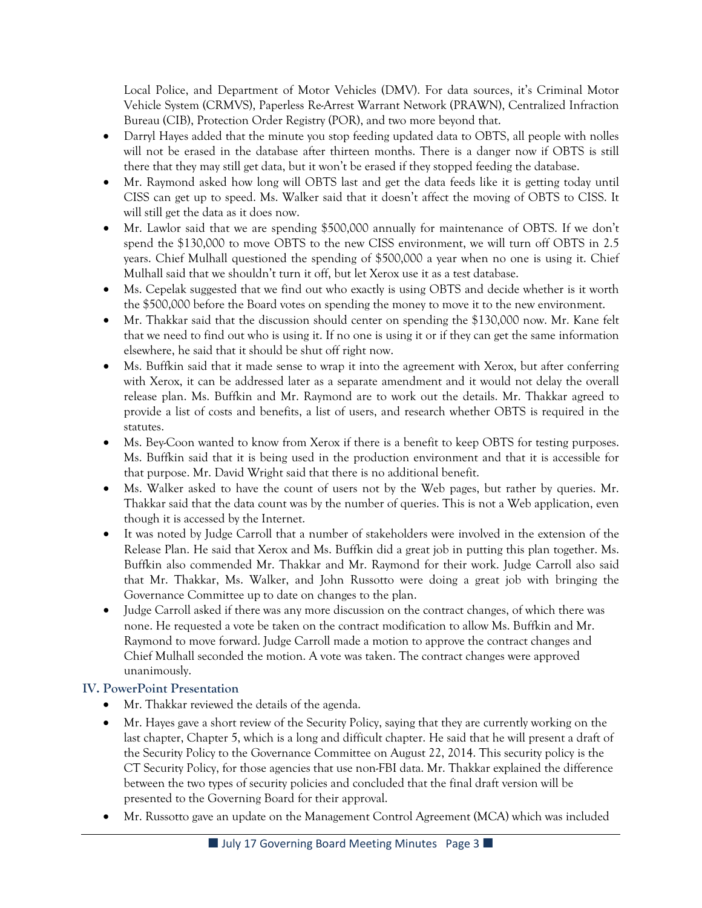Local Police, and Department of Motor Vehicles (DMV). For data sources, it's Criminal Motor Vehicle System (CRMVS), Paperless Re-Arrest Warrant Network (PRAWN), Centralized Infraction Bureau (CIB), Protection Order Registry (POR), and two more beyond that.

- Darryl Hayes added that the minute you stop feeding updated data to OBTS, all people with nolles will not be erased in the database after thirteen months. There is a danger now if OBTS is still there that they may still get data, but it won't be erased if they stopped feeding the database.
- Mr. Raymond asked how long will OBTS last and get the data feeds like it is getting today until CISS can get up to speed. Ms. Walker said that it doesn't affect the moving of OBTS to CISS. It will still get the data as it does now.
- Mr. Lawlor said that we are spending $500,000 annually for maintenance of OBTS. If we don't spend the $130,000 to move OBTS to the new CISS environment, we will turn off OBTS in 2.5 years. Chief Mulhall questioned the spending of $500,000 a year when no one is using it. Chief Mulhall said that we shouldn't turn it off, but let Xerox use it as a test database.
- Ms. Cepelak suggested that we find out who exactly is using OBTS and decide whether is it worth the $500,000 before the Board votes on spending the money to move it to the new environment.
- Mr. Thakkar said that the discussion should center on spending the $130,000 now. Mr. Kane felt that we need to find out who is using it. If no one is using it or if they can get the same information elsewhere, he said that it should be shut off right now.
- Ms. Buffkin said that it made sense to wrap it into the agreement with Xerox, but after conferring with Xerox, it can be addressed later as a separate amendment and it would not delay the overall release plan. Ms. Buffkin and Mr. Raymond are to work out the details. Mr. Thakkar agreed to provide a list of costs and benefits, a list of users, and research whether OBTS is required in the statutes.
- Ms. Bey-Coon wanted to know from Xerox if there is a benefit to keep OBTS for testing purposes. Ms. Buffkin said that it is being used in the production environment and that it is accessible for that purpose. Mr. David Wright said that there is no additional benefit.
- Ms. Walker asked to have the count of users not by the Web pages, but rather by queries. Mr. Thakkar said that the data count was by the number of queries. This is not a Web application, even though it is accessed by the Internet.
- It was noted by Judge Carroll that a number of stakeholders were involved in the extension of the Release Plan. He said that Xerox and Ms. Buffkin did a great job in putting this plan together. Ms. Buffkin also commended Mr. Thakkar and Mr. Raymond for their work. Judge Carroll also said that Mr. Thakkar, Ms. Walker, and John Russotto were doing a great job with bringing the Governance Committee up to date on changes to the plan.
- Judge Carroll asked if there was any more discussion on the contract changes, of which there was none. He requested a vote be taken on the contract modification to allow Ms. Buffkin and Mr. Raymond to move forward. Judge Carroll made a motion to approve the contract changes and Chief Mulhall seconded the motion. A vote was taken. The contract changes were approved unanimously.

## IV. PowerPoint Presentation

- Mr. Thakkar reviewed the details of the agenda.
- Mr. Hayes gave a short review of the Security Policy, saying that they are currently working on the last chapter, Chapter 5, which is a long and difficult chapter. He said that he will present a draft of the Security Policy to the Governance Committee on August 22, 2014. This security policy is the CT Security Policy, for those agencies that use non-FBI data. Mr. Thakkar explained the difference between the two types of security policies and concluded that the final draft version will be presented to the Governing Board for their approval.
- Mr. Russotto gave an update on the Management Control Agreement (MCA) which was included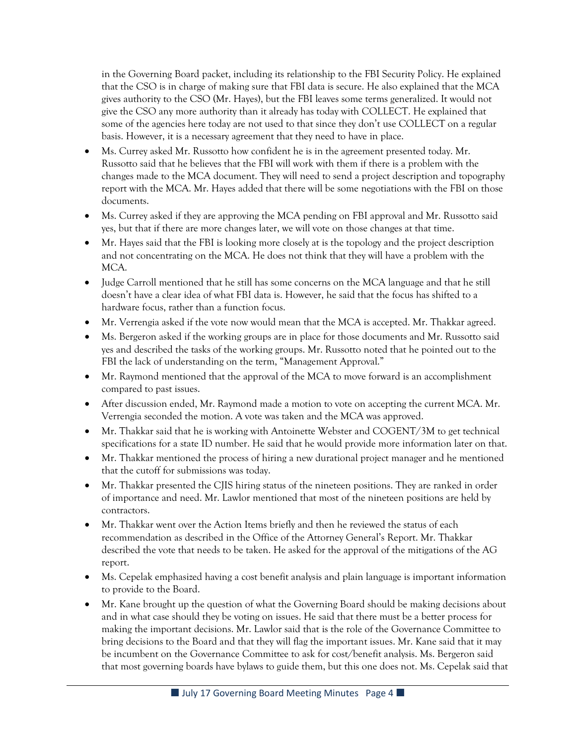in the Governing Board packet, including its relationship to the FBI Security Policy. He explained that the CSO is in charge of making sure that FBI data is secure. He also explained that the MCA gives authority to the CSO (Mr. Hayes), but the FBI leaves some terms generalized. It would not give the CSO any more authority than it already has today with COLLECT. He explained that some of the agencies here today are not used to that since they don't use COLLECT on a regular basis. However, it is a necessary agreement that they need to have in place.

- Ms. Currey asked Mr. Russotto how confident he is in the agreement presented today. Mr. Russotto said that he believes that the FBI will work with them if there is a problem with the changes made to the MCA document. They will need to send a project description and topography report with the MCA. Mr. Hayes added that there will be some negotiations with the FBI on those documents.
- Ms. Currey asked if they are approving the MCA pending on FBI approval and Mr. Russotto said yes, but that if there are more changes later, we will vote on those changes at that time.
- Mr. Hayes said that the FBI is looking more closely at is the topology and the project description and not concentrating on the MCA. He does not think that they will have a problem with the MCA.
- Judge Carroll mentioned that he still has some concerns on the MCA language and that he still doesn't have a clear idea of what FBI data is. However, he said that the focus has shifted to a hardware focus, rather than a function focus.
- Mr. Verrengia asked if the vote now would mean that the MCA is accepted. Mr. Thakkar agreed.
- Ms. Bergeron asked if the working groups are in place for those documents and Mr. Russotto said yes and described the tasks of the working groups. Mr. Russotto noted that he pointed out to the FBI the lack of understanding on the term, "Management Approval."
- Mr. Raymond mentioned that the approval of the MCA to move forward is an accomplishment compared to past issues.
- After discussion ended, Mr. Raymond made a motion to vote on accepting the current MCA. Mr. Verrengia seconded the motion. A vote was taken and the MCA was approved.
- Mr. Thakkar said that he is working with Antoinette Webster and COGENT/3M to get technical specifications for a state ID number. He said that he would provide more information later on that.
- Mr. Thakkar mentioned the process of hiring a new durational project manager and he mentioned that the cutoff for submissions was today.
- Mr. Thakkar presented the CJIS hiring status of the nineteen positions. They are ranked in order of importance and need. Mr. Lawlor mentioned that most of the nineteen positions are held by contractors.
- Mr. Thakkar went over the Action Items briefly and then he reviewed the status of each recommendation as described in the Office of the Attorney General's Report. Mr. Thakkar described the vote that needs to be taken. He asked for the approval of the mitigations of the AG report.
- Ms. Cepelak emphasized having a cost benefit analysis and plain language is important information to provide to the Board.
- Mr. Kane brought up the question of what the Governing Board should be making decisions about and in what case should they be voting on issues. He said that there must be a better process for making the important decisions. Mr. Lawlor said that is the role of the Governance Committee to bring decisions to the Board and that they will flag the important issues. Mr. Kane said that it may be incumbent on the Governance Committee to ask for cost/benefit analysis. Ms. Bergeron said that most governing boards have bylaws to guide them, but this one does not. Ms. Cepelak said that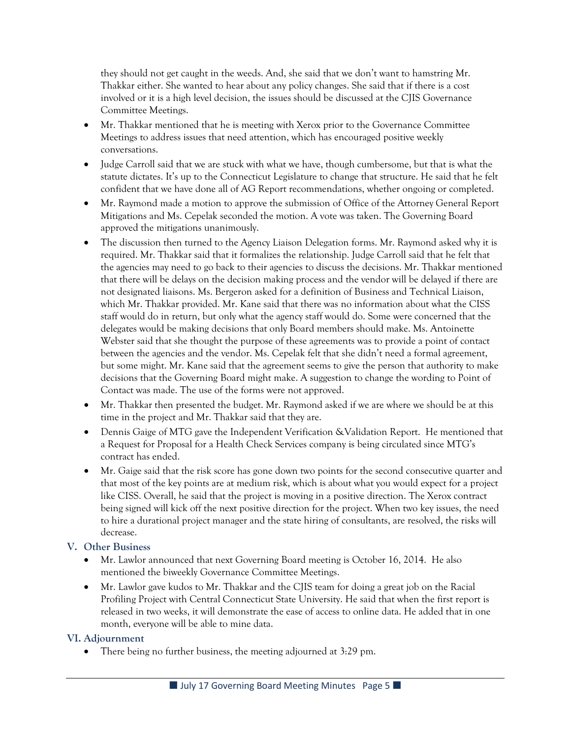they should not get caught in the weeds. And, she said that we don't want to hamstring Mr. Thakkar either. She wanted to hear about any policy changes. She said that if there is a cost involved or it is a high level decision, the issues should be discussed at the CJIS Governance Committee Meetings.

- Mr. Thakkar mentioned that he is meeting with Xerox prior to the Governance Committee Meetings to address issues that need attention, which has encouraged positive weekly conversations.
- Judge Carroll said that we are stuck with what we have, though cumbersome, but that is what the statute dictates. It's up to the Connecticut Legislature to change that structure. He said that he felt confident that we have done all of AG Report recommendations, whether ongoing or completed.
- Mr. Raymond made a motion to approve the submission of Office of the Attorney General Report Mitigations and Ms. Cepelak seconded the motion. A vote was taken. The Governing Board approved the mitigations unanimously.
- The discussion then turned to the Agency Liaison Delegation forms. Mr. Raymond asked why it is required. Mr. Thakkar said that it formalizes the relationship. Judge Carroll said that he felt that the agencies may need to go back to their agencies to discuss the decisions. Mr. Thakkar mentioned that there will be delays on the decision making process and the vendor will be delayed if there are not designated liaisons. Ms. Bergeron asked for a definition of Business and Technical Liaison, which Mr. Thakkar provided. Mr. Kane said that there was no information about what the CISS staff would do in return, but only what the agency staff would do. Some were concerned that the delegates would be making decisions that only Board members should make. Ms. Antoinette Webster said that she thought the purpose of these agreements was to provide a point of contact between the agencies and the vendor. Ms. Cepelak felt that she didn't need a formal agreement, but some might. Mr. Kane said that the agreement seems to give the person that authority to make decisions that the Governing Board might make. A suggestion to change the wording to Point of Contact was made. The use of the forms were not approved.
- Mr. Thakkar then presented the budget. Mr. Raymond asked if we are where we should be at this time in the project and Mr. Thakkar said that they are.
- Dennis Gaige of MTG gave the Independent Verification &Validation Report. He mentioned that a Request for Proposal for a Health Check Services company is being circulated since MTG's contract has ended.
- Mr. Gaige said that the risk score has gone down two points for the second consecutive quarter and that most of the key points are at medium risk, which is about what you would expect for a project like CISS. Overall, he said that the project is moving in a positive direction. The Xerox contract being signed will kick off the next positive direction for the project. When two key issues, the need to hire a durational project manager and the state hiring of consultants, are resolved, the risks will decrease.

## V. Other Business

- Mr. Lawlor announced that next Governing Board meeting is October 16, 2014. He also mentioned the biweekly Governance Committee Meetings.
- Mr. Lawlor gave kudos to Mr. Thakkar and the CJIS team for doing a great job on the Racial Profiling Project with Central Connecticut State University. He said that when the first report is released in two weeks, it will demonstrate the ease of access to online data. He added that in one month, everyone will be able to mine data.

## VI. Adjournment

- There being no further business, the meeting adjourned at 3:29 pm.